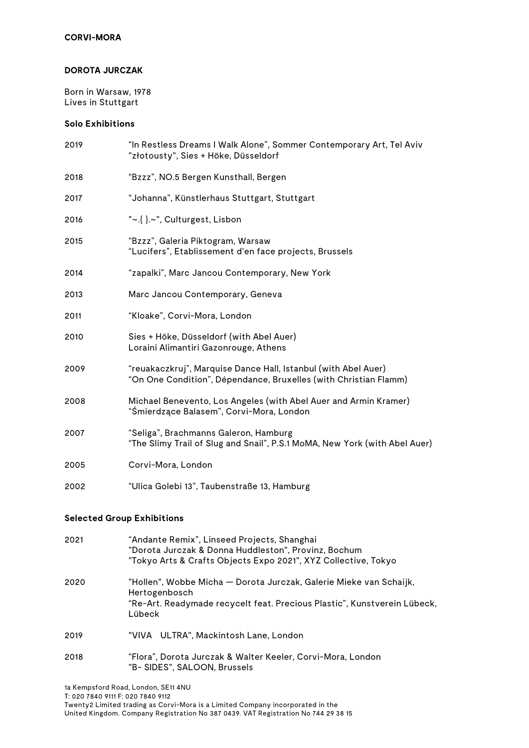**CORVI-MORA**

**DOROTA JURCZAK**

Born in Warsaw, 1978
Lives in Stuttgart

**Solo Exhibitions**

| | |
|---|---|
| 2019 | “In Restless Dreams I Walk Alone”, Sommer Contemporary Art, Tel Aviv<br>"złotousty", Sies + Höke, Düsseldorf |
| 2018 | “Bzzz”, NO.5 Bergen Kunsthall, Bergen |
| 2017 | “Johanna”, Künstlerhaus Stuttgart, Stuttgart |
| 2016 | "~.{ }.~", Culturgest, Lisbon |
| 2015 | “Bzzz”, Galeria Piktogram, Warsaw<br>“Lucifers”, Etablissement d'en face projects, Brussels |
| 2014 | “zapalki”, Marc Jancou Contemporary, New York |
| 2013 | Marc Jancou Contemporary, Geneva |
| 2011 | “Kloake”, Corvi-Mora, London |
| 2010 | Sies + Höke, Düsseldorf (with Abel Auer)<br>Loraini Alimantiri Gazonrouge, Athens |
| 2009 | “reuakaczkruj”, Marquise Dance Hall, Istanbul (with Abel Auer)<br>“On One Condition”, Dépendance, Bruxelles (with Christian Flamm) |
| 2008 | Michael Benevento, Los Angeles (with Abel Auer and Armin Kramer)<br>“Śmierdzące Balasem”, Corvi-Mora, London |
| 2007 | “Seliga”, Brachmanns Galeron, Hamburg<br>“The Slimy Trail of Slug and Snail”, P.S.1 MoMA, New York (with Abel Auer) |
| 2005 | Corvi-Mora, London |
| 2002 | “Ulica Golebi 13”, Taubenstraße 13, Hamburg |

**Selected Group Exhibitions**

| | |
|---|---|
| 2021 | “Andante Remix”, Linseed Projects, Shanghai<br>"Dorota Jurczak & Donna Huddleston", Provinz, Bochum<br>"Tokyo Arts & Crafts Objects Expo 2021", XYZ Collective, Tokyo |
| 2020 | "Hollen", Wobbe Micha — Dorota Jurczak, Galerie Mieke van Schaijk, Hertogenbosch<br>“Re-Art. Readymade recycelt feat. Precious Plastic”, Kunstverein Lübeck, Lübeck |
| 2019 | "VIVA ULTRA", Mackintosh Lane, London |
| 2018 | “Flora”, Dorota Jurczak & Walter Keeler, Corvi-Mora, London<br>"B- SIDES", SALOON, Brussels |

1a Kempsford Road, London, SE11 4NU
T: 020 7840 9111 F: 020 7840 9112
Twenty2 Limited trading as Corvi-Mora is a Limited Company incorporated in the United Kingdom. Company Registration No 387 0439. VAT Registration No 744 29 38 15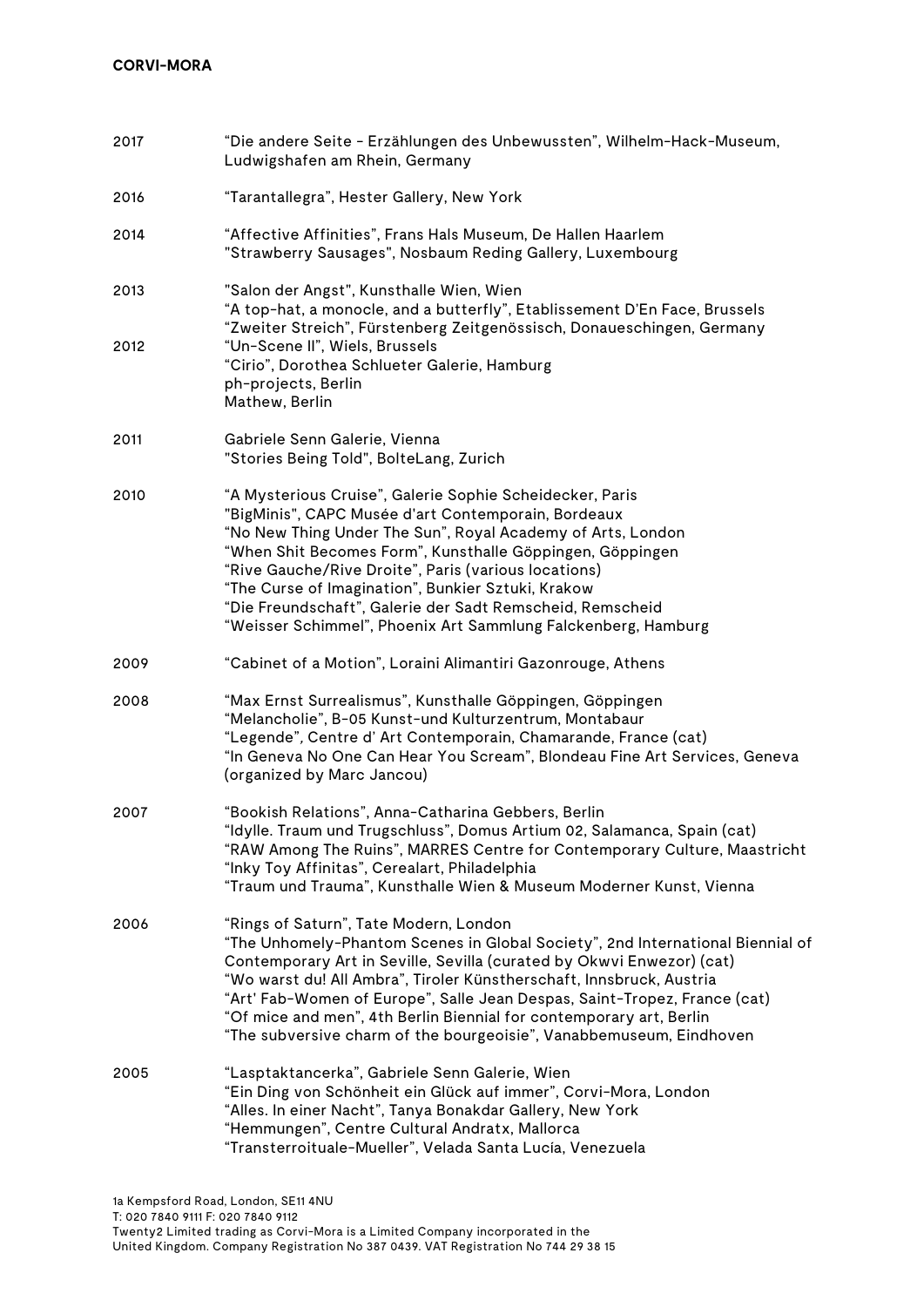| | |
|---|---|
| 2017 | "Die andere Seite - Erzählungen des Unbewussten", Wilhelm-Hack-Museum, Ludwigshafen am Rhein, Germany |
| 2016 | "Tarantallegra", Hester Gallery, New York |
| 2014 | "Affective Affinities", Frans Hals Museum, De Hallen Haarlem<br>"Strawberry Sausages", Nosbaum Reding Gallery, Luxembourg |
| 2013 | "Salon der Angst", Kunsthalle Wien, Wien<br>"A top-hat, a monocle, and a butterfly", Etablissement D'En Face, Brussels<br>"Zweiter Streich", Fürstenberg Zeitgenössisch, Donaueschingen, Germany |
| 2012 | "Un-Scene II", Wiels, Brussels<br>"Cirio", Dorothea Schlueter Galerie, Hamburg<br>ph-projects, Berlin<br>Mathew, Berlin |
| 2011 | Gabriele Senn Galerie, Vienna<br>"Stories Being Told", BolteLang, Zurich |
| 2010 | "A Mysterious Cruise", Galerie Sophie Scheidecker, Paris<br>"BigMinis", CAPC Musée d'art Contemporain, Bordeaux<br>"No New Thing Under The Sun", Royal Academy of Arts, London<br>"When Shit Becomes Form", Kunsthalle Göppingen, Göppingen<br>"Rive Gauche/Rive Droite", Paris (various locations)<br>"The Curse of Imagination", Bunkier Sztuki, Krakow<br>"Die Freundschaft", Galerie der Sadt Remscheid, Remscheid<br>"Weisser Schimmel", Phoenix Art Sammlung Falckenberg, Hamburg |
| 2009 | "Cabinet of a Motion", Loraini Alimantiri Gazonrouge, Athens |
| 2008 | "Max Ernst Surrealismus", Kunsthalle Göppingen, Göppingen<br>"Melancholie", B-05 Kunst-und Kulturzentrum, Montabaur<br>"Legende", Centre d' Art Contemporain, Chamarande, France (cat)<br>"In Geneva No One Can Hear You Scream", Blondeau Fine Art Services, Geneva (organized by Marc Jancou) |
| 2007 | "Bookish Relations", Anna-Catharina Gebbers, Berlin<br>"Idylle. Traum und Trugschluss", Domus Artium 02, Salamanca, Spain (cat)<br>"RAW Among The Ruins", MARRES Centre for Contemporary Culture, Maastricht<br>"Inky Toy Affinitas", Cerealart, Philadelphia<br>"Traum und Trauma", Kunsthalle Wien & Museum Moderner Kunst, Vienna |
| 2006 | "Rings of Saturn", Tate Modern, London<br>"The Unhomely-Phantom Scenes in Global Society", 2nd International Biennial of Contemporary Art in Seville, Sevilla (curated by Okwvi Enwezor) (cat)<br>"Wo warst du! All Ambra", Tiroler Künstherschaft, Innsbruck, Austria<br>"Art' Fab-Women of Europe", Salle Jean Despas, Saint-Tropez, France (cat)<br>"Of mice and men", 4th Berlin Biennial for contemporary art, Berlin<br>"The subversive charm of the bourgeoisie", Vanabbemuseum, Eindhoven |
| 2005 | "Lasptaktancerka", Gabriele Senn Galerie, Wien<br>"Ein Ding von Schönheit ein Glück auf immer", Corvi-Mora, London<br>"Alles. In einer Nacht", Tanya Bonakdar Gallery, New York<br>"Hemmungen", Centre Cultural Andratx, Mallorca<br>"Transterroituale-Mueller", Velada Santa Lucía, Venezuela |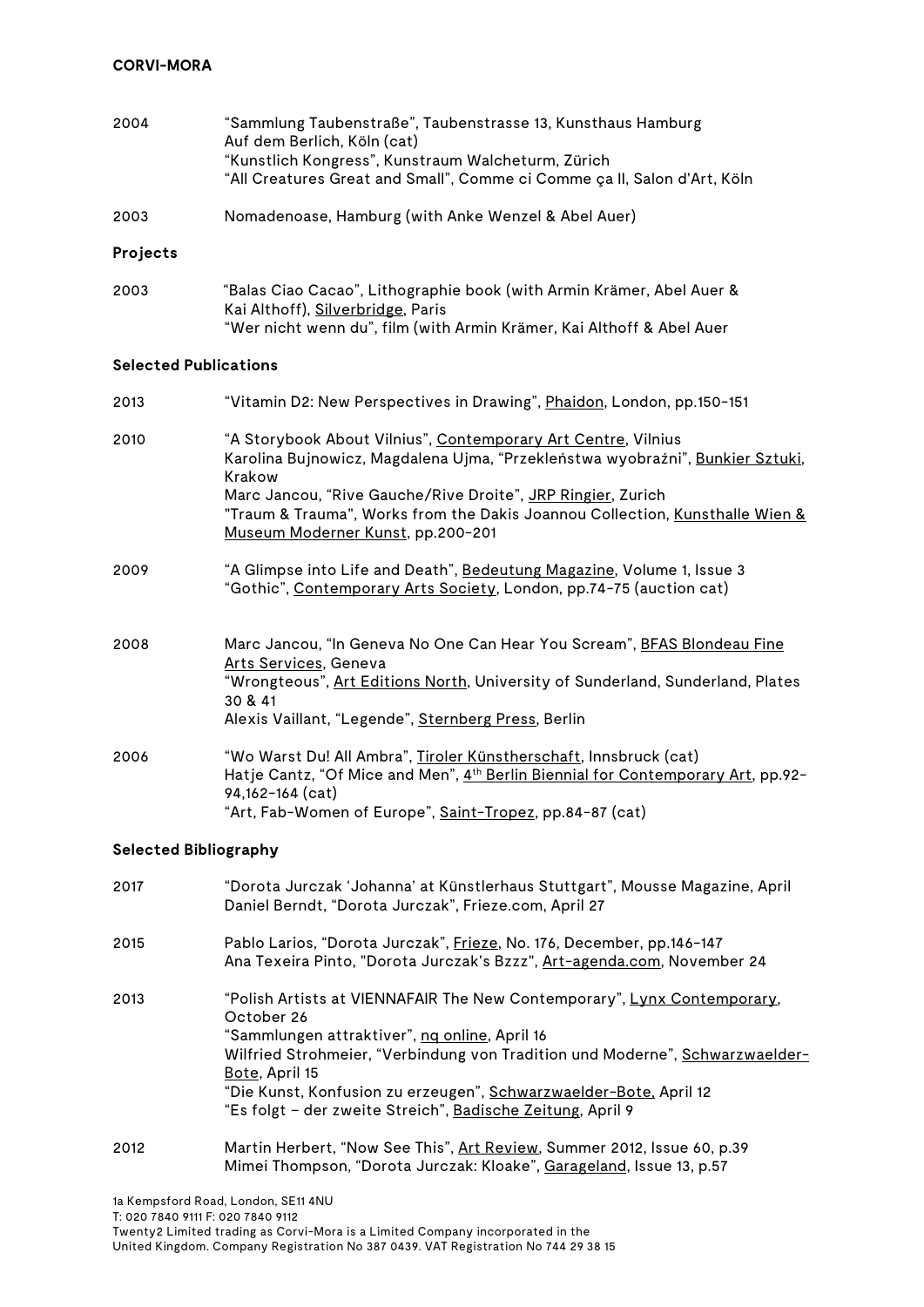2004 “Sammlung Taubenstraße”, Taubenstrasse 13, Kunsthaus Hamburg
Auf dem Berlich, Köln (cat)
“Kunstlich Kongress”, Kunstraum Walcheturm, Zürich
“All Creatures Great and Small”, Comme ci Comme ça II, Salon d'Art, Köln

2003 Nomadenoase, Hamburg (with Anke Wenzel & Abel Auer)

**Projects**

2003 “Balas Ciao Cacao”, Lithographie book (with Armin Krämer, Abel Auer & Kai Althoff), Silverbridge, Paris
“Wer nicht wenn du”, film (with Armin Krämer, Kai Althoff & Abel Auer

**Selected Publications**

2013 “Vitamin D2: New Perspectives in Drawing”, Phaidon, London, pp.150-151

2010 “A Storybook About Vilnius”, Contemporary Art Centre, Vilnius
Karolina Bujnowicz, Magdalena Ujma, “Przekleństwa wyobraźni”, Bunkier Sztuki, Krakow
Marc Jancou, “Rive Gauche/Rive Droite”, JRP Ringier, Zurich
"Traum & Trauma", Works from the Dakis Joannou Collection, Kunsthalle Wien & Museum Moderner Kunst, pp.200-201

2009 “A Glimpse into Life and Death”, Bedeutung Magazine, Volume 1, Issue 3
“Gothic”, Contemporary Arts Society, London, pp.74-75 (auction cat)

2008 Marc Jancou, “In Geneva No One Can Hear You Scream”, BFAS Blondeau Fine Arts Services, Geneva
“Wrongteous”, Art Editions North, University of Sunderland, Sunderland, Plates 30 & 41
Alexis Vaillant, “Legende”, Sternberg Press, Berlin

2006 “Wo Warst Du! All Ambra”, Tiroler Künstherschaft, Innsbruck (cat)
Hatje Cantz, “Of Mice and Men”, 4th Berlin Biennial for Contemporary Art, pp.92-94,162-164 (cat)
“Art, Fab-Women of Europe”, Saint-Tropez, pp.84-87 (cat)

**Selected Bibliography**

2017 “Dorota Jurczak ‘Johanna’ at Künstlerhaus Stuttgart”, Mousse Magazine, April
Daniel Berndt, “Dorota Jurczak”, Frieze.com, April 27

2015 Pablo Larios, “Dorota Jurczak”, Frieze, No. 176, December, pp.146-147
Ana Texeira Pinto, "Dorota Jurczak's Bzzz", Art-agenda.com, November 24

2013 “Polish Artists at VIENNAFAIR The New Contemporary”, Lynx Contemporary, October 26
“Sammlungen attraktiver”, nq online, April 16
Wilfried Strohmeier, “Verbindung von Tradition und Moderne”, Schwarzwaelder-Bote, April 15
“Die Kunst, Konfusion zu erzeugen”, Schwarzwaelder-Bote, April 12
“Es folgt – der zweite Streich”, Badische Zeitung, April 9

2012 Martin Herbert, “Now See This”, Art Review, Summer 2012, Issue 60, p.39
Mimei Thompson, “Dorota Jurczak: Kloake”, Garageland, Issue 13, p.57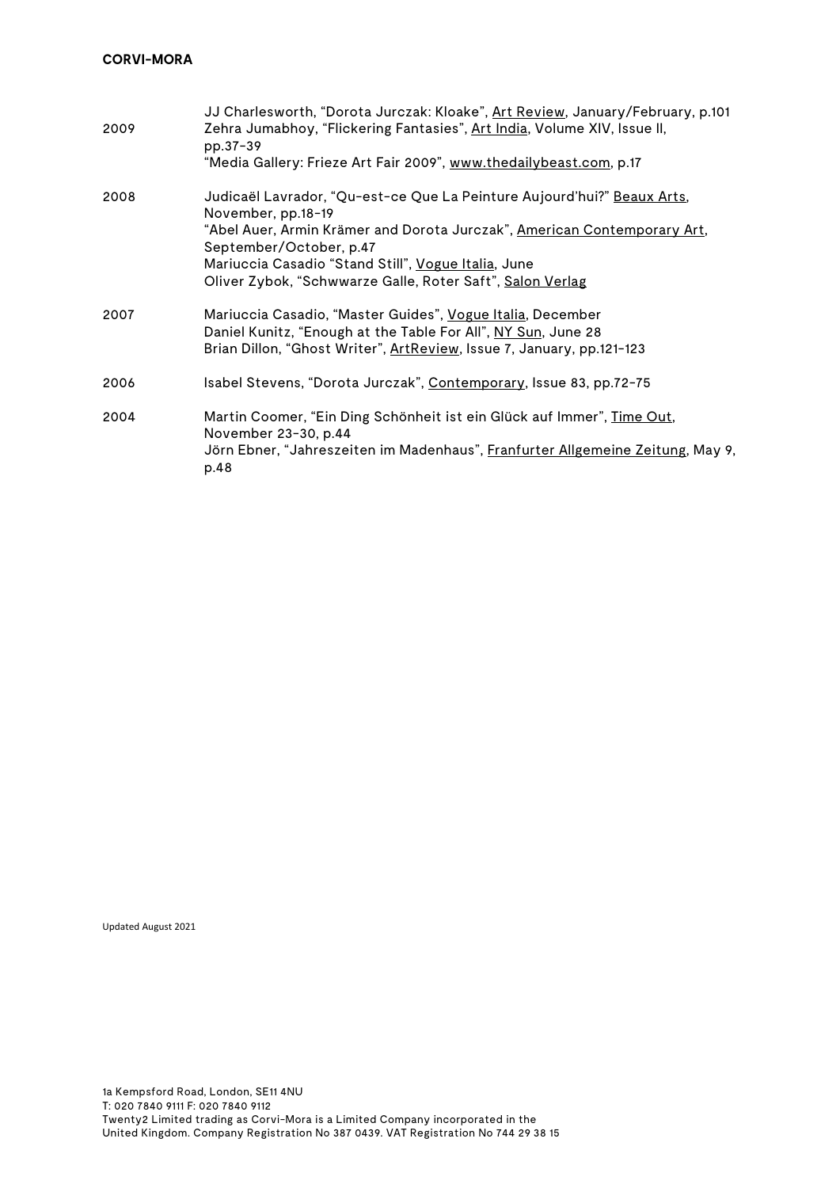| | |
|---|---|
| | JJ Charlesworth, "Dorota Jurczak: Kloake", Art Review, January/February, p.101 |
| 2009 | Zehra Jumabhoy, "Flickering Fantasies", Art India, Volume XIV, Issue II, pp.37-39<br>"Media Gallery: Frieze Art Fair 2009", www.thedailybeast.com, p.17 |
| 2008 | Judicaël Lavrador, "Qu-est-ce Que La Peinture Aujourd'hui?" Beaux Arts, November, pp.18-19<br>"Abel Auer, Armin Krämer and Dorota Jurczak", American Contemporary Art, September/October, p.47<br>Mariuccia Casadio "Stand Still", Vogue Italia, June<br>Oliver Zybok, "Schwwarze Galle, Roter Saft", Salon Verlag |
| 2007 | Mariuccia Casadio, "Master Guides", Vogue Italia, December<br>Daniel Kunitz, "Enough at the Table For All", NY Sun, June 28<br>Brian Dillon, "Ghost Writer", ArtReview, Issue 7, January, pp.121-123 |
| 2006 | Isabel Stevens, "Dorota Jurczak", Contemporary, Issue 83, pp.72-75 |
| 2004 | Martin Coomer, "Ein Ding Schönheit ist ein Glück auf Immer", Time Out, November 23-30, p.44<br>Jörn Ebner, "Jahreszeiten im Madenhaus", Franfurter Allgemeine Zeitung, May 9, p.48 |

Updated August 2021